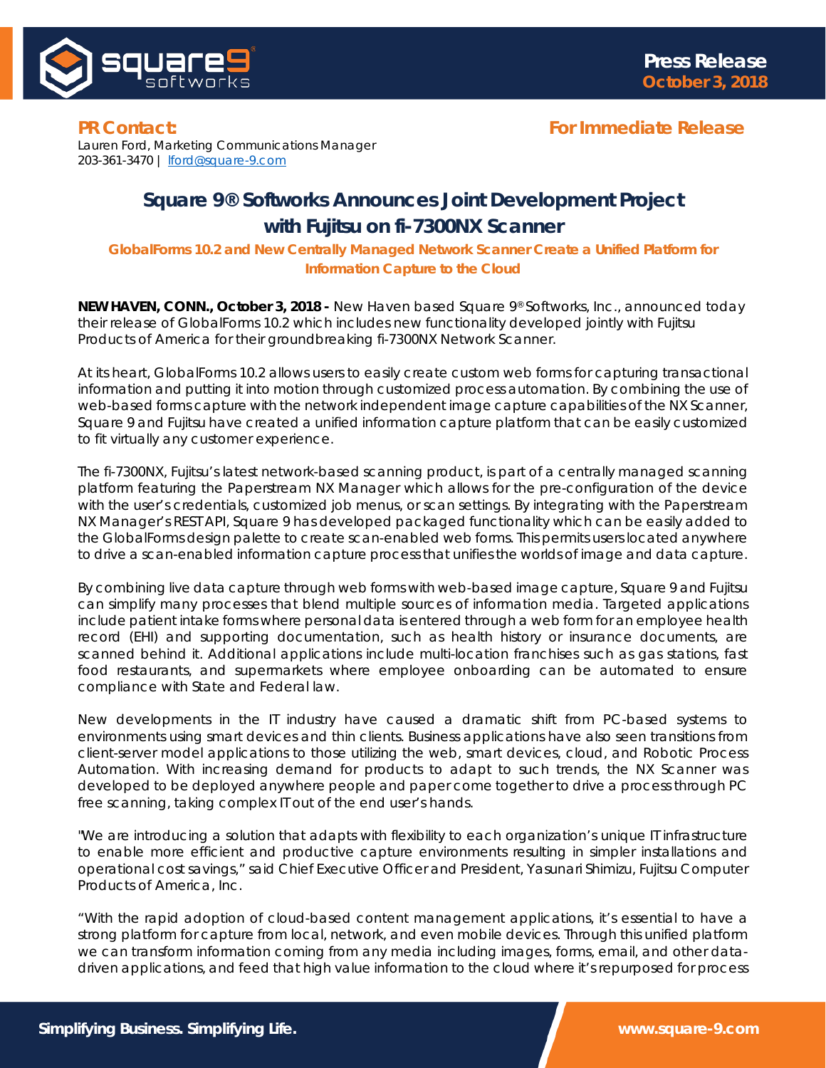**Press Release**
**October 3, 2018**

**PR Contact:**
Lauren Ford, Marketing Communications Manager
203-361-3470 | lford@square-9.com

**For Immediate Release**

# Square 9® Softworks Announces Joint Development Project with Fujitsu on fi-7300NX Scanner

## GlobalForms 10.2 and New Centrally Managed Network Scanner Create a Unified Platform for Information Capture to the Cloud

**NEW HAVEN, CONN., October 3, 2018 -** New Haven based Square 9® Softworks, Inc., announced today their release of GlobalForms 10.2 which includes new functionality developed jointly with Fujitsu Products of America for their groundbreaking fi-7300NX Network Scanner.

At its heart, GlobalForms 10.2 allows users to easily create custom web forms for capturing transactional information and putting it into motion through customized process automation. By combining the use of web-based forms capture with the network independent image capture capabilities of the NX Scanner, Square 9 and Fujitsu have created a unified information capture platform that can be easily customized to fit virtually any customer experience.

The fi-7300NX, Fujitsu's latest network-based scanning product, is part of a centrally managed scanning platform featuring the Paperstream NX Manager which allows for the pre-configuration of the device with the user's credentials, customized job menus, or scan settings. By integrating with the Paperstream NX Manager's REST API, Square 9 has developed packaged functionality which can be easily added to the GlobalForms design palette to create scan-enabled web forms. This permits users located anywhere to drive a scan-enabled information capture process that unifies the worlds of image and data capture.

By combining live data capture through web forms with web-based image capture, Square 9 and Fujitsu can simplify many processes that blend multiple sources of information media. Targeted applications include patient intake forms where personal data is entered through a web form for an employee health record (EHI) and supporting documentation, such as health history or insurance documents, are scanned behind it. Additional applications include multi-location franchises such as gas stations, fast food restaurants, and supermarkets where employee onboarding can be automated to ensure compliance with State and Federal law.

New developments in the IT industry have caused a dramatic shift from PC-based systems to environments using smart devices and thin clients. Business applications have also seen transitions from client-server model applications to those utilizing the web, smart devices, cloud, and Robotic Process Automation. With increasing demand for products to adapt to such trends, the NX Scanner was developed to be deployed anywhere people and paper come together to drive a process through PC free scanning, taking complex IT out of the end user's hands.

"We are introducing a solution that adapts with flexibility to each organization's unique IT infrastructure to enable more efficient and productive capture environments resulting in simpler installations and operational cost savings," said Chief Executive Officer and President, Yasunari Shimizu, Fujitsu Computer Products of America, Inc.

"With the rapid adoption of cloud-based content management applications, it's essential to have a strong platform for capture from local, network, and even mobile devices. Through this unified platform we can transform information coming from any media including images, forms, email, and other data-driven applications, and feed that high value information to the cloud where it's repurposed for process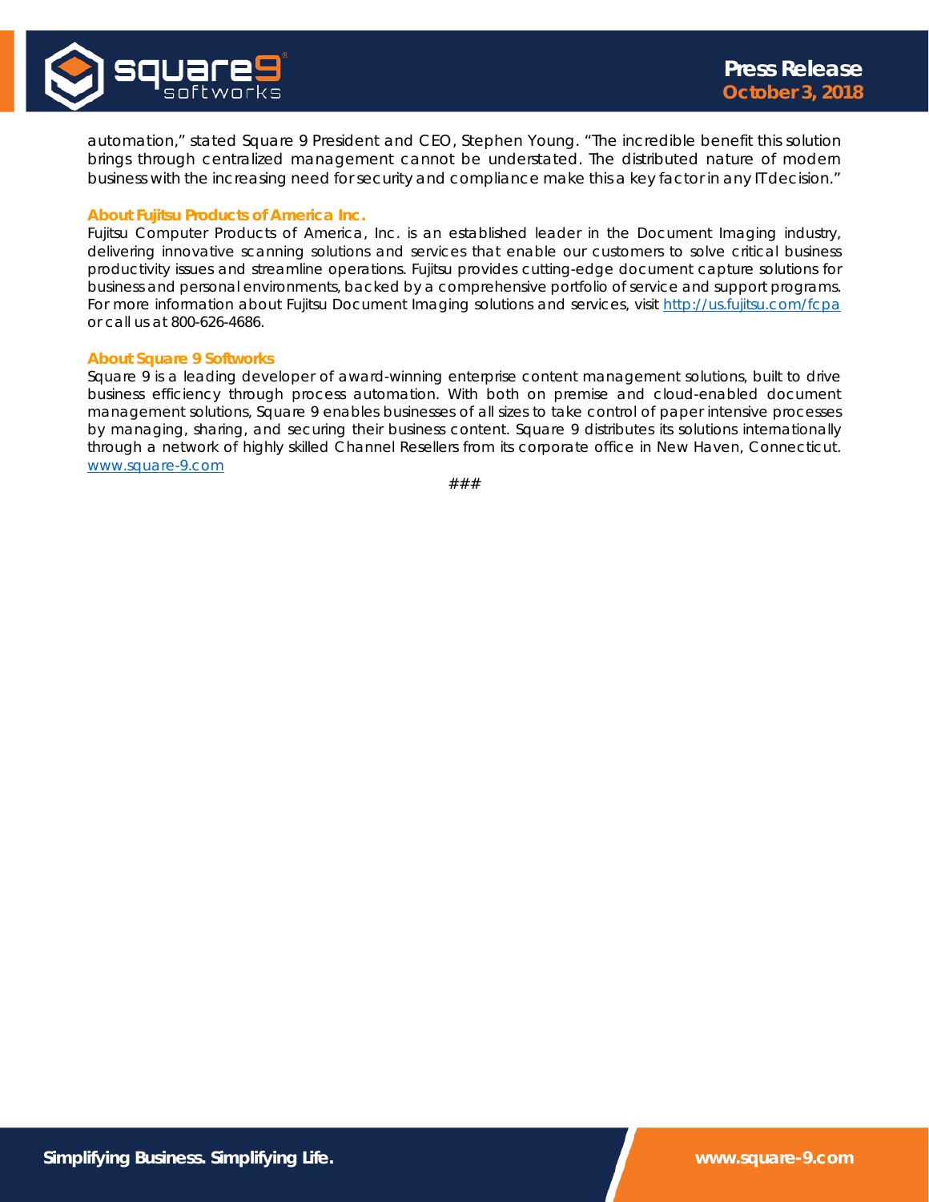automation," stated Square 9 President and CEO, Stephen Young. "The incredible benefit this solution brings through centralized management cannot be understated. The distributed nature of modern business with the increasing need for security and compliance make this a key factor in any IT decision."

**About Fujitsu Products of America Inc.**

Fujitsu Computer Products of America, Inc. is an established leader in the Document Imaging industry, delivering innovative scanning solutions and services that enable our customers to solve critical business productivity issues and streamline operations. Fujitsu provides cutting-edge document capture solutions for business and personal environments, backed by a comprehensive portfolio of service and support programs. For more information about Fujitsu Document Imaging solutions and services, visit http://us.fujitsu.com/fcpa or call us at 800-626-4686.

**About Square 9 Softworks**

Square 9 is a leading developer of award-winning enterprise content management solutions, built to drive business efficiency through process automation. With both on premise and cloud-enabled document management solutions, Square 9 enables businesses of all sizes to take control of paper intensive processes by managing, sharing, and securing their business content. Square 9 distributes its solutions internationally through a network of highly skilled Channel Resellers from its corporate office in New Haven, Connecticut. www.square-9.com

###